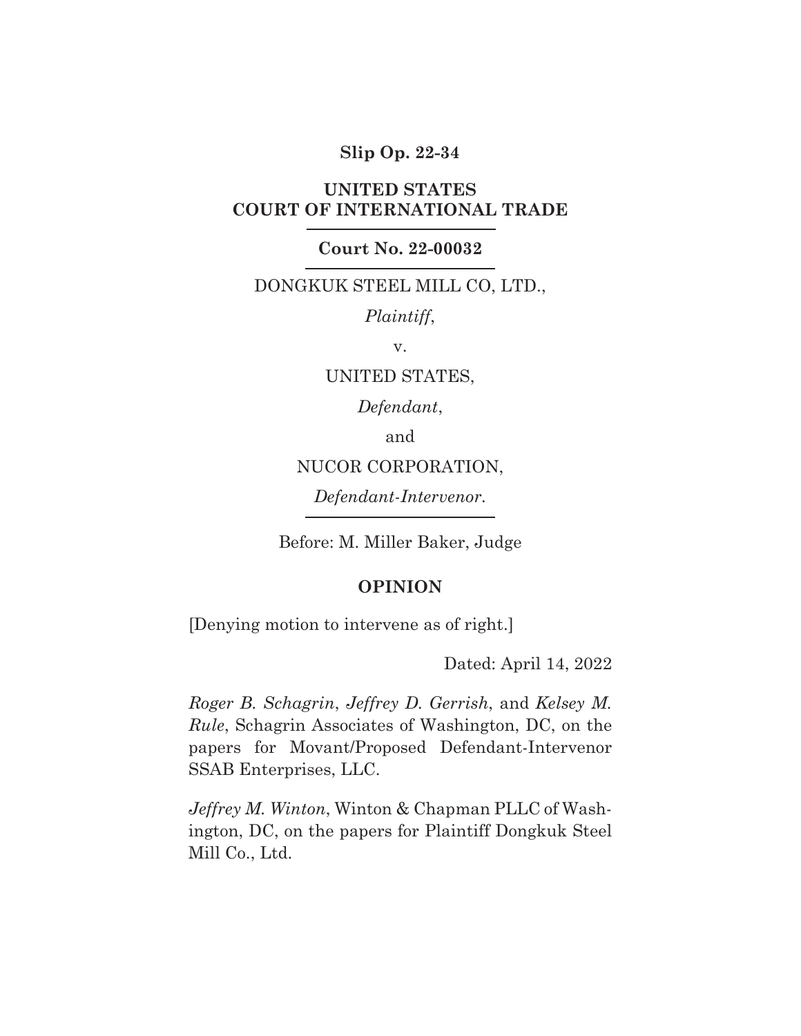**Slip Op. 22-34**

**UNITED STATES COURT OF INTERNATIONAL TRADE**

---

**Court No. 22-00032**

---

DONGKUK STEEL MILL CO, LTD.,

*Plaintiff*,

v.

UNITED STATES,

*Defendant*,

and

NUCOR CORPORATION,

*Defendant-Intervenor*.

---

Before: M. Miller Baker, Judge

**OPINION**

[Denying motion to intervene as of right.]

Dated: April 14, 2022

*Roger B. Schagrin*, *Jeffrey D. Gerrish*, and *Kelsey M. Rule*, Schagrin Associates of Washington, DC, on the papers for Movant/Proposed Defendant-Intervenor SSAB Enterprises, LLC.

*Jeffrey M. Winton*, Winton & Chapman PLLC of Washington, DC, on the papers for Plaintiff Dongkuk Steel Mill Co., Ltd.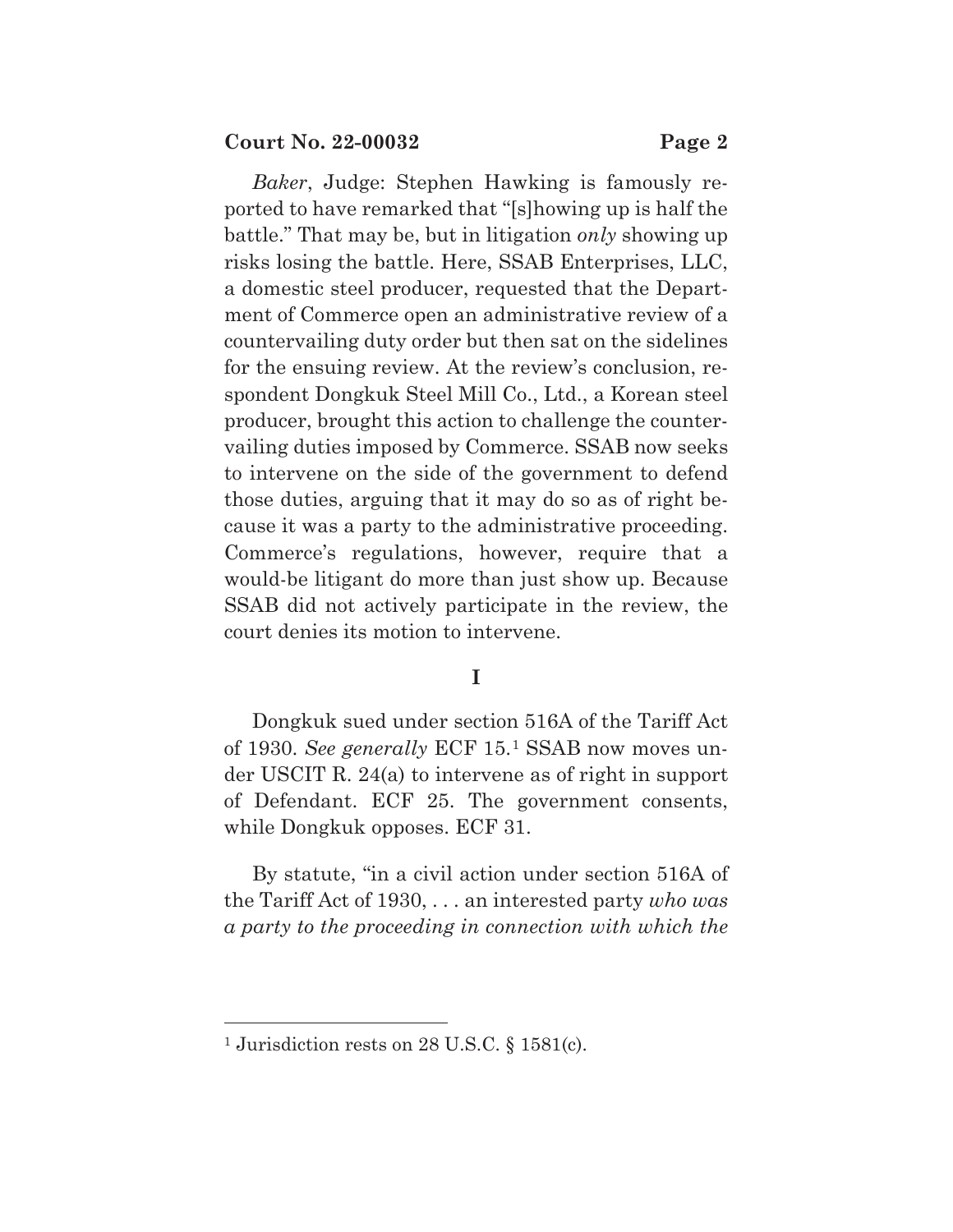*Baker*, Judge: Stephen Hawking is famously reported to have remarked that "[s]howing up is half the battle." That may be, but in litigation *only* showing up risks losing the battle. Here, SSAB Enterprises, LLC, a domestic steel producer, requested that the Department of Commerce open an administrative review of a countervailing duty order but then sat on the sidelines for the ensuing review. At the review's conclusion, respondent Dongkuk Steel Mill Co., Ltd., a Korean steel producer, brought this action to challenge the countervailing duties imposed by Commerce. SSAB now seeks to intervene on the side of the government to defend those duties, arguing that it may do so as of right because it was a party to the administrative proceeding. Commerce's regulations, however, require that a would-be litigant do more than just show up. Because SSAB did not actively participate in the review, the court denies its motion to intervene.

# I

Dongkuk sued under section 516A of the Tariff Act of 1930. *See generally* ECF 15.[1] SSAB now moves under USCIT R. 24(a) to intervene as of right in support of Defendant. ECF 25. The government consents, while Dongkuk opposes. ECF 31.

By statute, "in a civil action under section 516A of the Tariff Act of 1930, . . . an interested party *who was a party to the proceeding in connection with which the*

[1] Jurisdiction rests on 28 U.S.C. § 1581(c).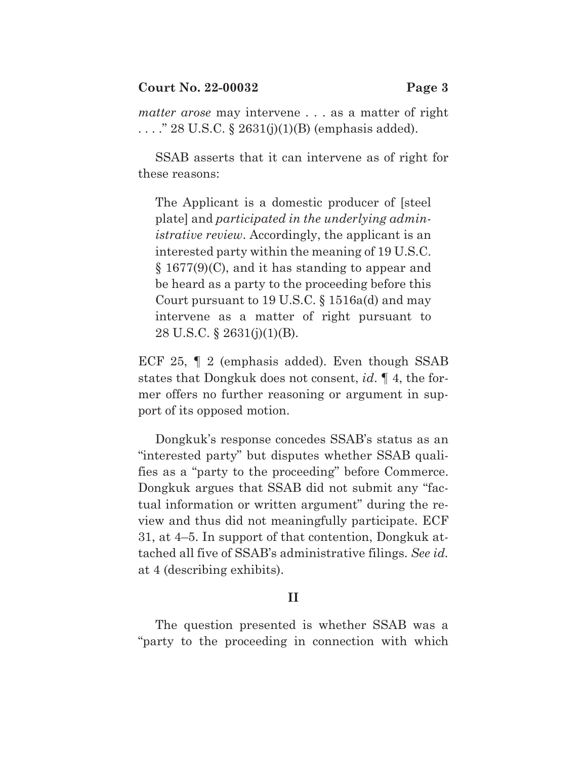*matter arose* may intervene . . . as a matter of right . . . ." 28 U.S.C. § 2631(j)(1)(B) (emphasis added).

SSAB asserts that it can intervene as of right for these reasons:

> The Applicant is a domestic producer of [steel plate] and *participated in the underlying administrative review*. Accordingly, the applicant is an interested party within the meaning of 19 U.S.C. § 1677(9)(C), and it has standing to appear and be heard as a party to the proceeding before this Court pursuant to 19 U.S.C. § 1516a(d) and may intervene as a matter of right pursuant to 28 U.S.C. § 2631(j)(1)(B).

ECF 25, ¶ 2 (emphasis added). Even though SSAB states that Dongkuk does not consent, *id*. ¶ 4, the former offers no further reasoning or argument in support of its opposed motion.

Dongkuk's response concedes SSAB's status as an "interested party" but disputes whether SSAB qualifies as a "party to the proceeding" before Commerce. Dongkuk argues that SSAB did not submit any "factual information or written argument" during the review and thus did not meaningfully participate. ECF 31, at 4–5. In support of that contention, Dongkuk attached all five of SSAB's administrative filings. *See id.* at 4 (describing exhibits).

## II

The question presented is whether SSAB was a "party to the proceeding in connection with which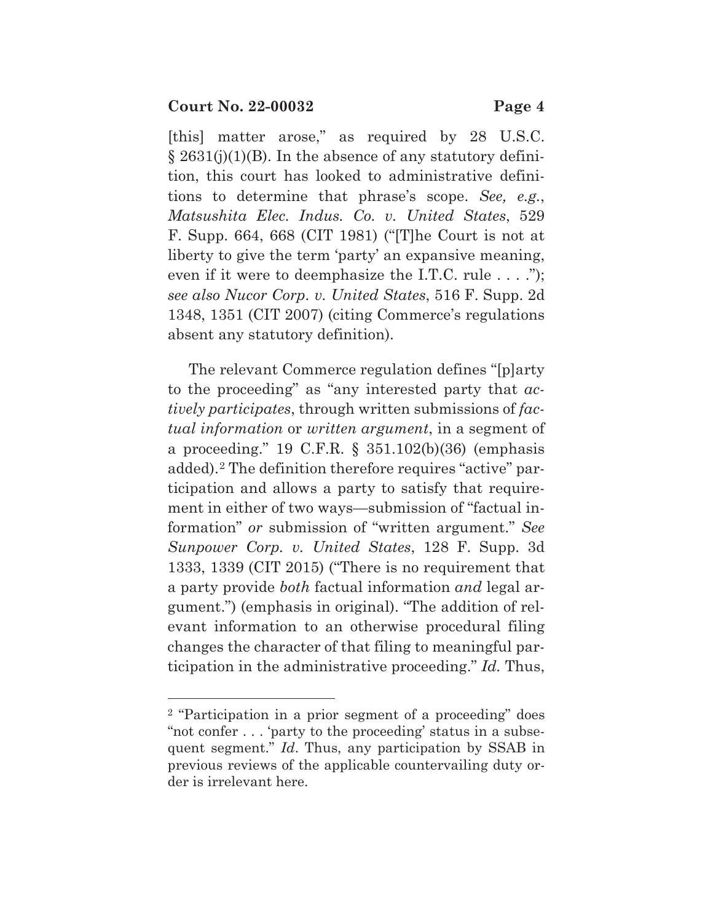[this] matter arose," as required by 28 U.S.C. § 2631(j)(1)(B). In the absence of any statutory definition, this court has looked to administrative definitions to determine that phrase's scope. *See, e.g.*, *Matsushita Elec. Indus. Co. v. United States*, 529 F. Supp. 664, 668 (CIT 1981) ("[T]he Court is not at liberty to give the term 'party' an expansive meaning, even if it were to deemphasize the I.T.C. rule . . . ."); *see also Nucor Corp. v. United States*, 516 F. Supp. 2d 1348, 1351 (CIT 2007) (citing Commerce's regulations absent any statutory definition).

The relevant Commerce regulation defines "[p]arty to the proceeding" as "any interested party that *actively participates*, through written submissions of *factual information* or *written argument*, in a segment of a proceeding." 19 C.F.R. § 351.102(b)(36) (emphasis added).[2] The definition therefore requires "active" participation and allows a party to satisfy that requirement in either of two ways—submission of "factual information" *or* submission of "written argument." *See Sunpower Corp. v. United States*, 128 F. Supp. 3d 1333, 1339 (CIT 2015) ("There is no requirement that a party provide *both* factual information *and* legal argument.") (emphasis in original). "The addition of relevant information to an otherwise procedural filing changes the character of that filing to meaningful participation in the administrative proceeding." *Id.* Thus,

---

[2] "Participation in a prior segment of a proceeding" does "not confer . . . 'party to the proceeding' status in a subsequent segment." *Id*. Thus, any participation by SSAB in previous reviews of the applicable countervailing duty order is irrelevant here.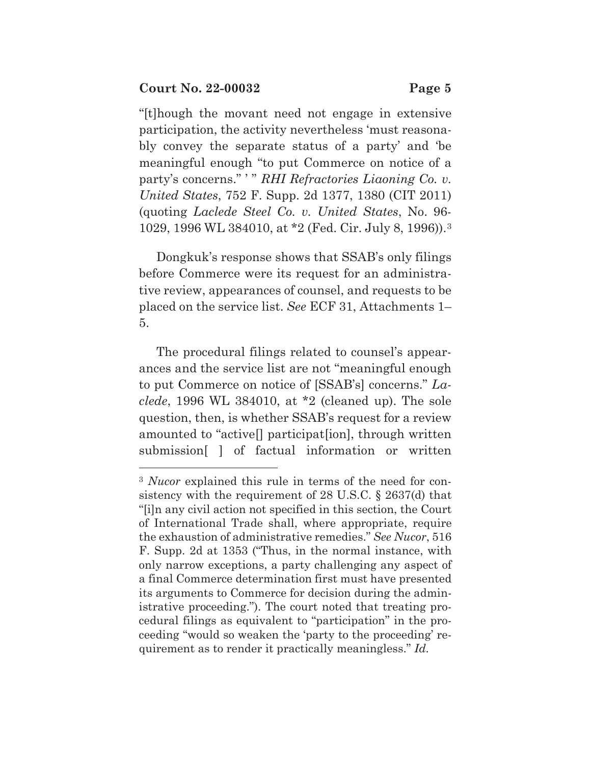"[t]hough the movant need not engage in extensive participation, the activity nevertheless 'must reasonably convey the separate status of a party' and 'be meaningful enough "to put Commerce on notice of a party's concerns." ' " *RHI Refractories Liaoning Co. v. United States*, 752 F. Supp. 2d 1377, 1380 (CIT 2011) (quoting *Laclede Steel Co. v. United States*, No. 96-1029, 1996 WL 384010, at *2 (Fed. Cir. July 8, 1996)).[3]

Dongkuk's response shows that SSAB's only filings before Commerce were its request for an administrative review, appearances of counsel, and requests to be placed on the service list. *See* ECF 31, Attachments 1–5.

The procedural filings related to counsel's appearances and the service list are not "meaningful enough to put Commerce on notice of [SSAB's] concerns." *Laclede*, 1996 WL 384010, at *2 (cleaned up). The sole question, then, is whether SSAB's request for a review amounted to "active[] participat[ion], through written submission[ ] of factual information or written

---

[3] *Nucor* explained this rule in terms of the need for consistency with the requirement of 28 U.S.C. § 2637(d) that "[i]n any civil action not specified in this section, the Court of International Trade shall, where appropriate, require the exhaustion of administrative remedies." *See Nucor*, 516 F. Supp. 2d at 1353 ("Thus, in the normal instance, with only narrow exceptions, a party challenging any aspect of a final Commerce determination first must have presented its arguments to Commerce for decision during the administrative proceeding."). The court noted that treating procedural filings as equivalent to "participation" in the proceeding "would so weaken the 'party to the proceeding' requirement as to render it practically meaningless." *Id.*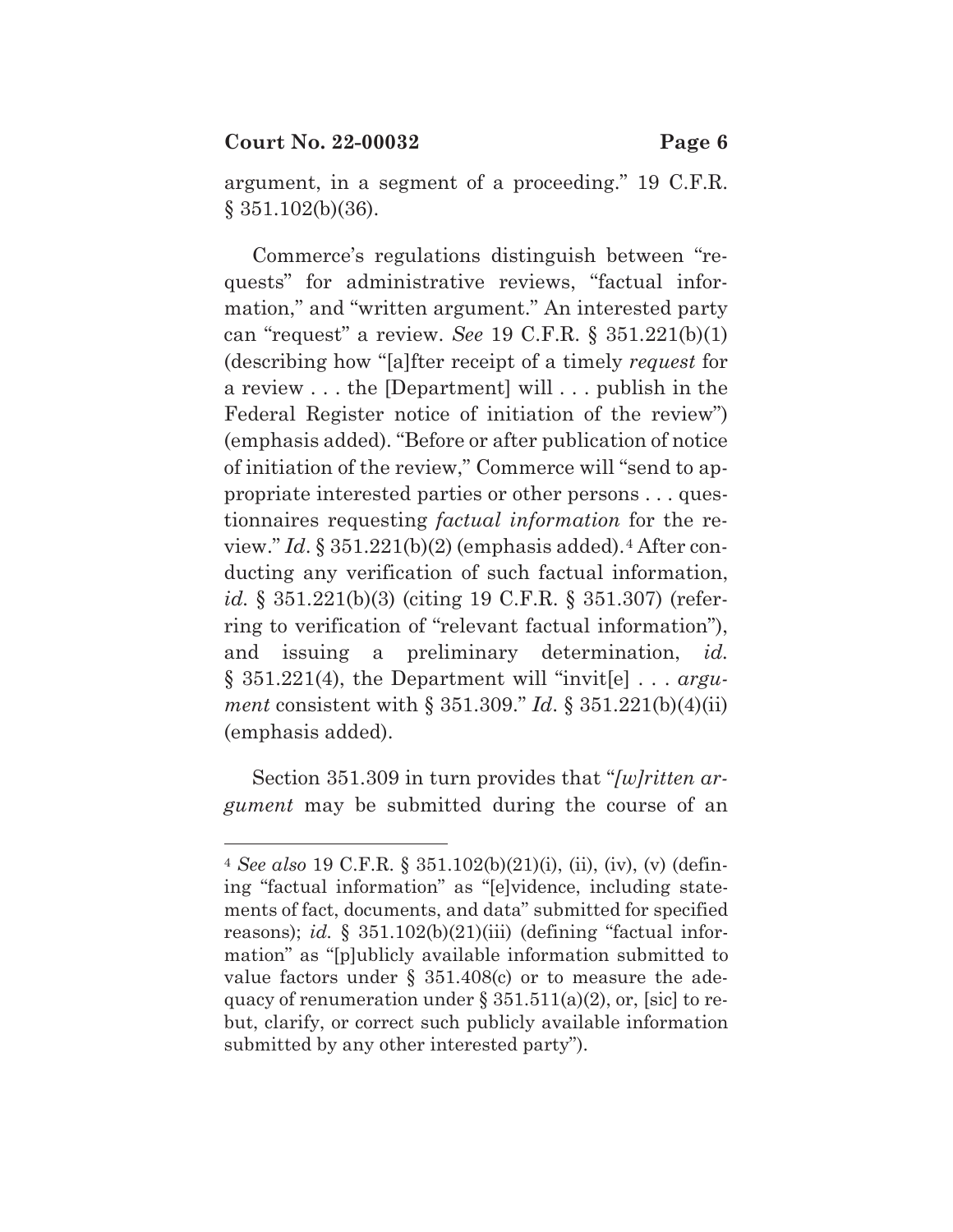argument, in a segment of a proceeding." 19 C.F.R. § 351.102(b)(36).

Commerce's regulations distinguish between "requests" for administrative reviews, "factual information," and "written argument." An interested party can "request" a review. *See* 19 C.F.R. § 351.221(b)(1) (describing how "[a]fter receipt of a timely *request* for a review . . . the [Department] will . . . publish in the Federal Register notice of initiation of the review") (emphasis added). "Before or after publication of notice of initiation of the review," Commerce will "send to appropriate interested parties or other persons . . . questionnaires requesting *factual information* for the review." *Id*. § 351.221(b)(2) (emphasis added).[4] After conducting any verification of such factual information, *id.* § 351.221(b)(3) (citing 19 C.F.R. § 351.307) (referring to verification of "relevant factual information"), and issuing a preliminary determination, *id.* § 351.221(4), the Department will "invit[e] . . . *argument* consistent with § 351.309." *Id*. § 351.221(b)(4)(ii) (emphasis added).

Section 351.309 in turn provides that "*[w]ritten argument* may be submitted during the course of an

---

[4] *See also* 19 C.F.R. § 351.102(b)(21)(i), (ii), (iv), (v) (defining "factual information" as "[e]vidence, including statements of fact, documents, and data" submitted for specified reasons); *id.* § 351.102(b)(21)(iii) (defining "factual information" as "[p]ublicly available information submitted to value factors under § 351.408(c) or to measure the adequacy of renumeration under § 351.511(a)(2), or, [sic] to rebut, clarify, or correct such publicly available information submitted by any other interested party").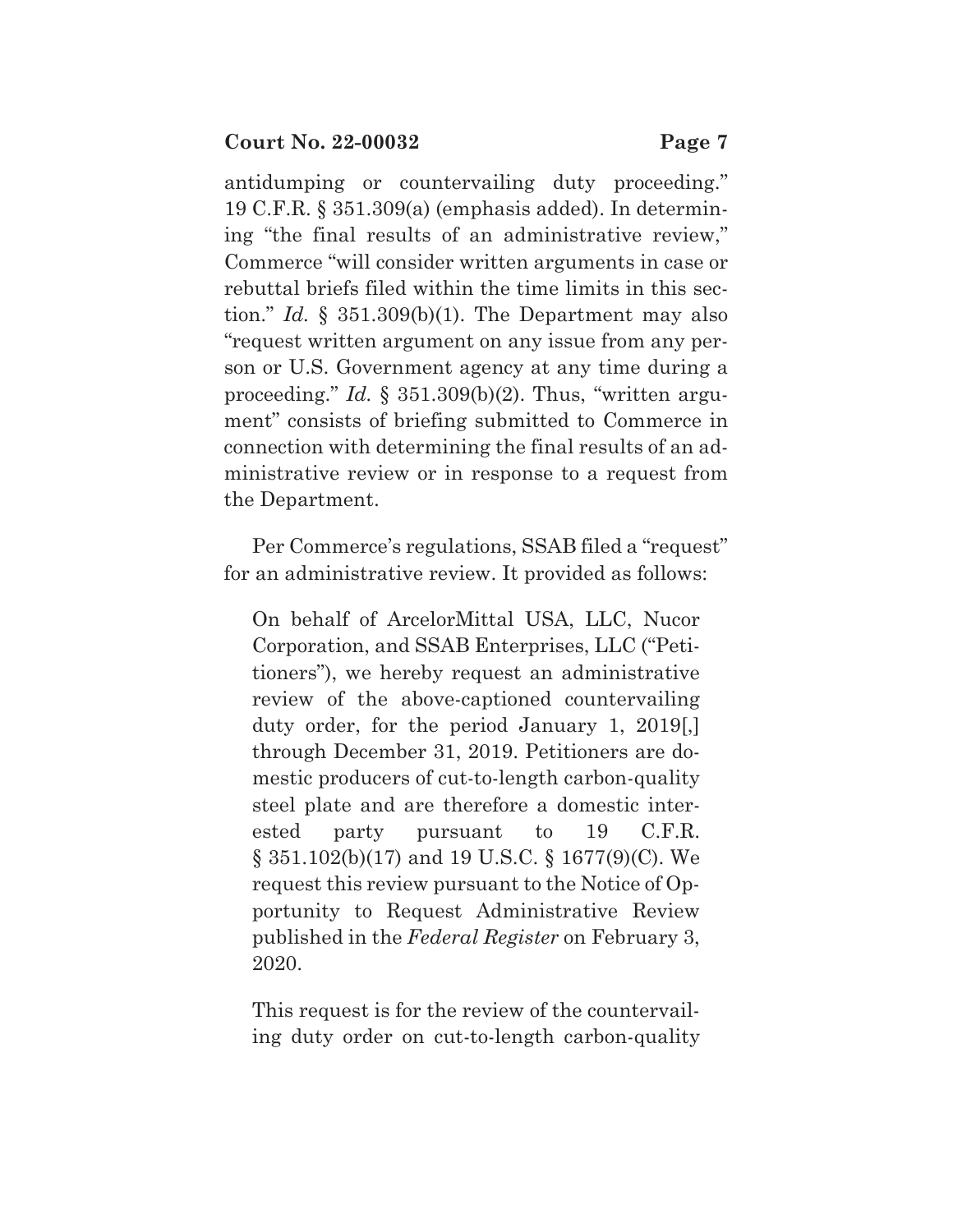antidumping or countervailing duty proceeding." 19 C.F.R. § 351.309(a) (emphasis added). In determining "the final results of an administrative review," Commerce "will consider written arguments in case or rebuttal briefs filed within the time limits in this section." *Id.* § 351.309(b)(1). The Department may also "request written argument on any issue from any person or U.S. Government agency at any time during a proceeding." *Id.* § 351.309(b)(2). Thus, "written argument" consists of briefing submitted to Commerce in connection with determining the final results of an administrative review or in response to a request from the Department.

Per Commerce's regulations, SSAB filed a "request" for an administrative review. It provided as follows:

> On behalf of ArcelorMittal USA, LLC, Nucor Corporation, and SSAB Enterprises, LLC ("Petitioners"), we hereby request an administrative review of the above-captioned countervailing duty order, for the period January 1, 2019[,] through December 31, 2019. Petitioners are domestic producers of cut-to-length carbon-quality steel plate and are therefore a domestic interested party pursuant to 19 C.F.R. § 351.102(b)(17) and 19 U.S.C. § 1677(9)(C). We request this review pursuant to the Notice of Opportunity to Request Administrative Review published in the *Federal Register* on February 3, 2020.
>
> This request is for the review of the countervailing duty order on cut-to-length carbon-quality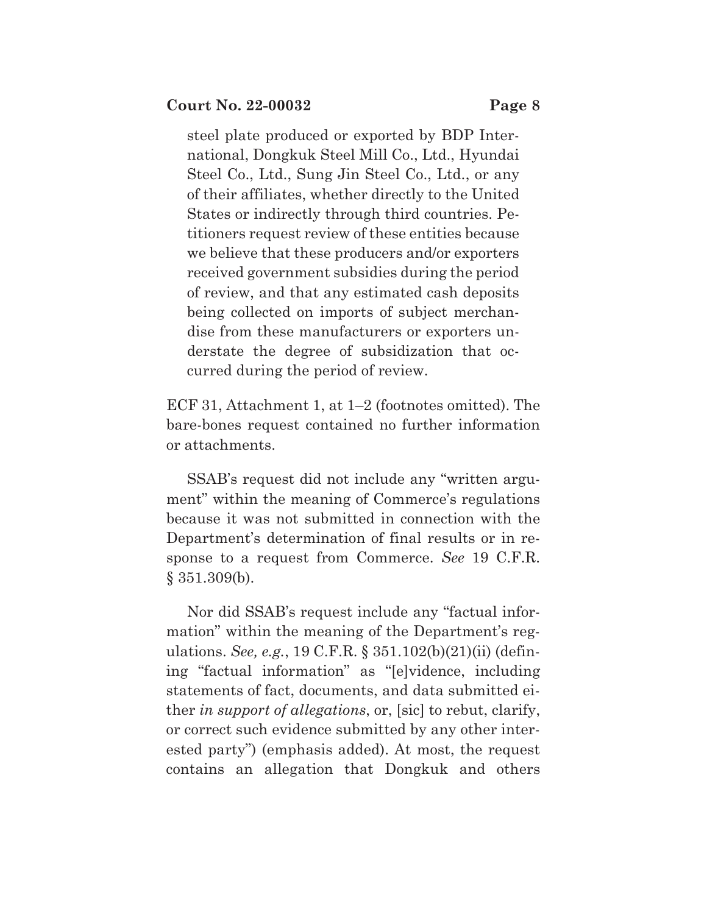steel plate produced or exported by BDP International, Dongkuk Steel Mill Co., Ltd., Hyundai Steel Co., Ltd., Sung Jin Steel Co., Ltd., or any of their affiliates, whether directly to the United States or indirectly through third countries. Petitioners request review of these entities because we believe that these producers and/or exporters received government subsidies during the period of review, and that any estimated cash deposits being collected on imports of subject merchandise from these manufacturers or exporters understate the degree of subsidization that occurred during the period of review.

ECF 31, Attachment 1, at 1–2 (footnotes omitted). The bare-bones request contained no further information or attachments.

SSAB's request did not include any "written argument" within the meaning of Commerce's regulations because it was not submitted in connection with the Department's determination of final results or in response to a request from Commerce. *See* 19 C.F.R. § 351.309(b).

Nor did SSAB's request include any "factual information" within the meaning of the Department's regulations. *See, e.g.*, 19 C.F.R. § 351.102(b)(21)(ii) (defining "factual information" as "[e]vidence, including statements of fact, documents, and data submitted either *in support of allegations*, or, [sic] to rebut, clarify, or correct such evidence submitted by any other interested party") (emphasis added). At most, the request contains an allegation that Dongkuk and others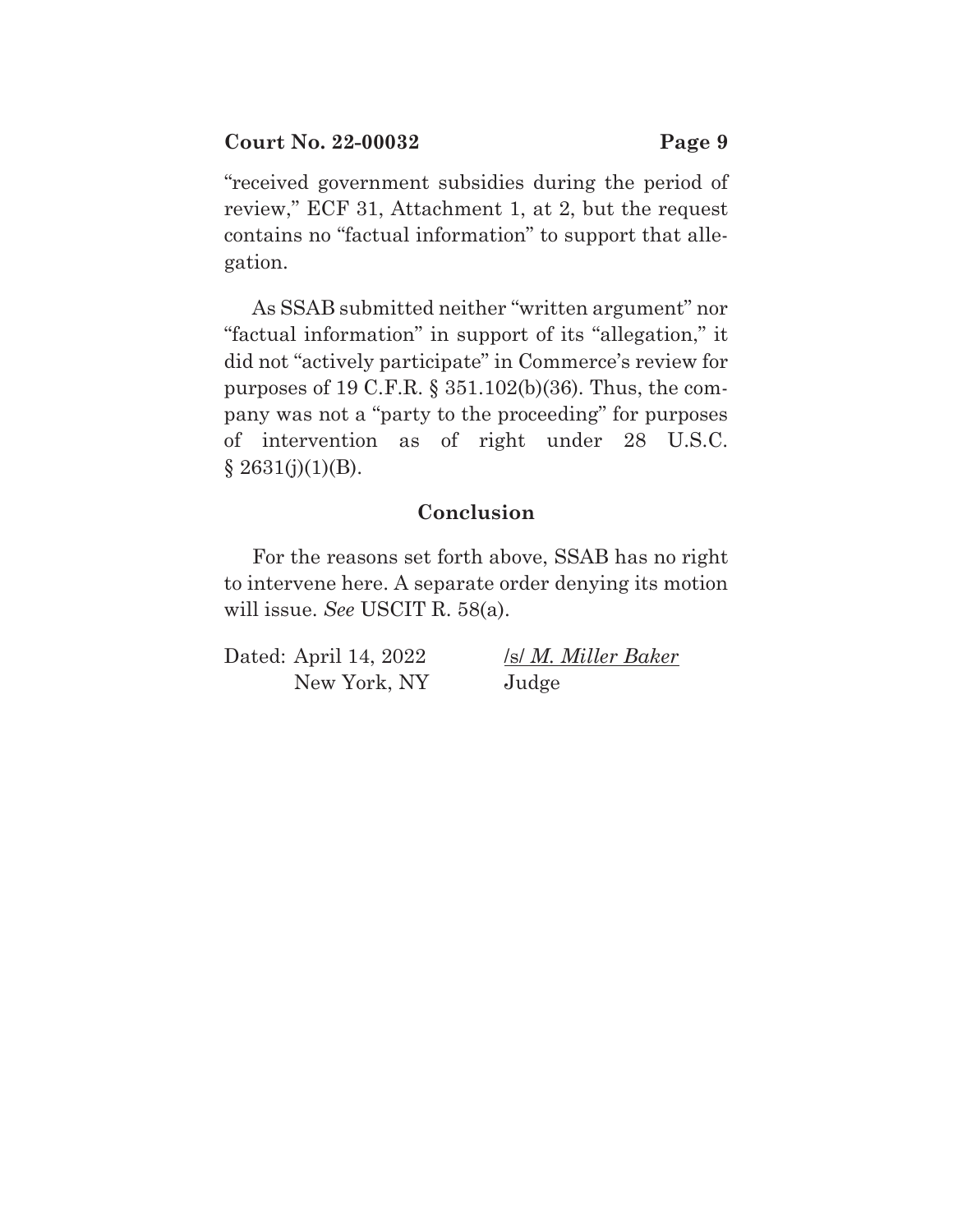"received government subsidies during the period of review," ECF 31, Attachment 1, at 2, but the request contains no "factual information" to support that allegation.

As SSAB submitted neither "written argument" nor "factual information" in support of its "allegation," it did not "actively participate" in Commerce's review for purposes of 19 C.F.R. § 351.102(b)(36). Thus, the company was not a "party to the proceeding" for purposes of intervention as of right under 28 U.S.C. § 2631(j)(1)(B).

## Conclusion

For the reasons set forth above, SSAB has no right to intervene here. A separate order denying its motion will issue. *See* USCIT R. 58(a).

Dated: April 14, 2022
New York, NY

/s/ *M. Miller Baker*
Judge